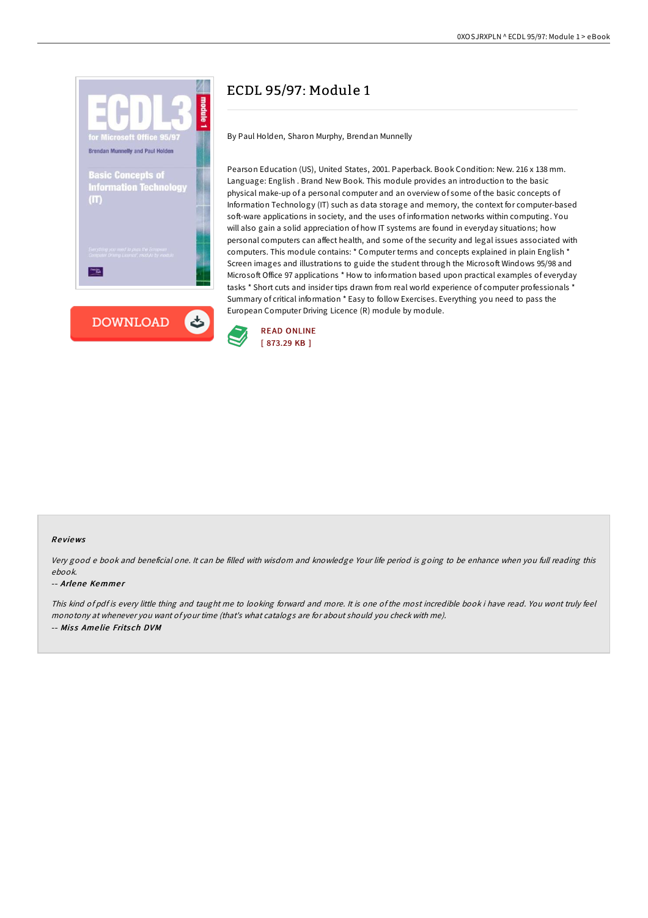# ECDL 95/97: Module 1

By Paul Holden, Sharon Murphy, Brendan Munnelly

Pearson Education (US), United States, 2001. Paperback. Book Condition: New. 216 x 138 mm. Language: English . Brand New Book. This module provides an introduction to the basic physical make-up of a personal computer and an overview of some of the basic concepts of Information Technology (IT) such as data storage and memory, the context for computer-based soft-ware applications in society, and the uses of information networks within computing. You will also gain a solid appreciation of how IT systems are found in everyday situations; how personal computers can affect health, and some of the security and legal issues associated with computers. This module contains: * Computer terms and concepts explained in plain English * Screen images and illustrations to guide the student through the Microsoft Windows 95/98 and Microsoft Office 97 applications * How to information based upon practical examples of everyday tasks * Short cuts and insider tips drawn from real world experience of computer professionals * Summary of critical information * Easy to follow Exercises. Everything you need to pass the European Computer Driving Licence (R) module by module.

DOWNLOAD

READ ONLINE
[ 873.29 KB ]

## Reviews

*Very good e book and beneficial one. It can be filled with wisdom and knowledge Your life period is going to be enhance when you full reading this ebook.*

-- *Arlene Kemmer*

*This kind of pdf is every little thing and taught me to looking forward and more. It is one of the most incredible book i have read. You wont truly feel monotony at whenever you want of your time (that's what catalogs are for about should you check with me).*

-- *Miss Amelie Fritsch DVM*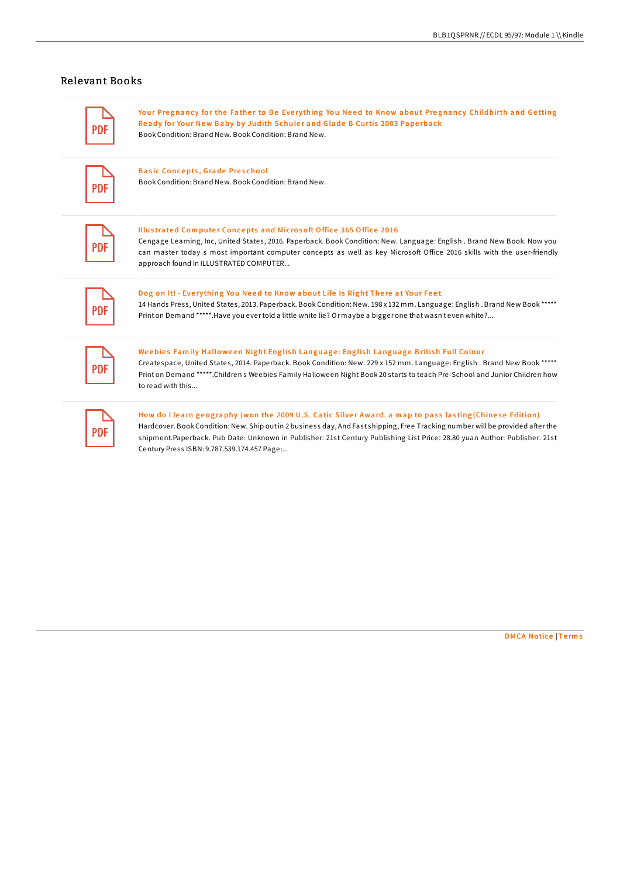## Relevant Books

PDF

**Your Pregnancy for the Father to Be Everything You Need to Know about Pregnancy Childbirth and Getting Ready for Your New Baby by Judith Schuler and Glade B Curtis 2003 Paperback**

Book Condition: Brand New. Book Condition: Brand New.

PDF

**Basic Concepts, Grade Preschool**

Book Condition: Brand New. Book Condition: Brand New.

PDF

**Illustrated Computer Concepts and Microsoft Office 365 Office 2016**

Cengage Learning, Inc, United States, 2016. Paperback. Book Condition: New. Language: English . Brand New Book. Now you can master today s most important computer concepts as well as key Microsoft Office 2016 skills with the user-friendly approach found in ILLUSTRATED COMPUTER...

PDF

**Dog on It! - Everything You Need to Know about Life Is Right There at Your Feet**

14 Hands Press, United States, 2013. Paperback. Book Condition: New. 198 x 132 mm. Language: English . Brand New Book ***** Print on Demand *****.Have you ever told a little white lie? Or maybe a bigger one that wasn t even white?...

PDF

**Weebies Family Halloween Night English Language: English Language British Full Colour**

Createspace, United States, 2014. Paperback. Book Condition: New. 229 x 152 mm. Language: English . Brand New Book ***** Print on Demand *****.Children s Weebies Family Halloween Night Book 20 starts to teach Pre-School and Junior Children how to read with this...

PDF

**How do I learn geography (won the 2009 U.S. Catic Silver Award. a map to pass lasting(Chinese Edition)**

Hardcover. Book Condition: New. Ship out in 2 business day, And Fast shipping, Free Tracking number will be provided after the shipment.Paperback. Pub Date: Unknown in Publisher: 21st Century Publishing List Price: 28.80 yuan Author: Publisher: 21st Century Press ISBN: 9.787.539.174.457 Page:...

DMCA Notice | Terms